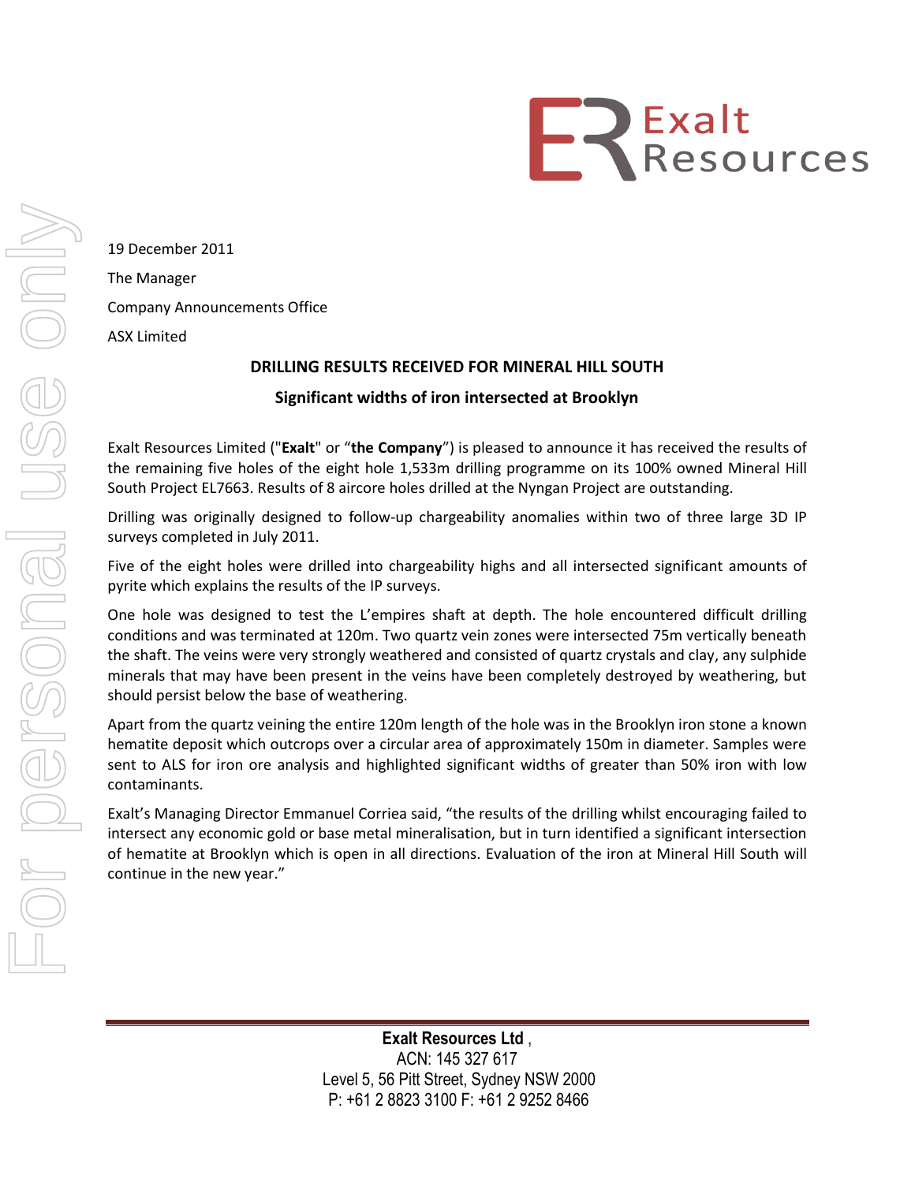19 December 2011

The Manager

Company Announcements Office

ASX Limited

## DRILLING RESULTS RECEIVED FOR MINERAL HILL SOUTH

### Significant widths of iron intersected at Brooklyn

Exalt Resources Limited ("**Exalt**" or "**the Company**") is pleased to announce it has received the results of the remaining five holes of the eight hole 1,533m drilling programme on its 100% owned Mineral Hill South Project EL7663. Results of 8 aircore holes drilled at the Nyngan Project are outstanding.

Drilling was originally designed to follow-up chargeability anomalies within two of three large 3D IP surveys completed in July 2011.

Five of the eight holes were drilled into chargeability highs and all intersected significant amounts of pyrite which explains the results of the IP surveys.

One hole was designed to test the L'empires shaft at depth. The hole encountered difficult drilling conditions and was terminated at 120m. Two quartz vein zones were intersected 75m vertically beneath the shaft. The veins were very strongly weathered and consisted of quartz crystals and clay, any sulphide minerals that may have been present in the veins have been completely destroyed by weathering, but should persist below the base of weathering.

Apart from the quartz veining the entire 120m length of the hole was in the Brooklyn iron stone a known hematite deposit which outcrops over a circular area of approximately 150m in diameter. Samples were sent to ALS for iron ore analysis and highlighted significant widths of greater than 50% iron with low contaminants.

Exalt's Managing Director Emmanuel Corriea said, "the results of the drilling whilst encouraging failed to intersect any economic gold or base metal mineralisation, but in turn identified a significant intersection of hematite at Brooklyn which is open in all directions. Evaluation of the iron at Mineral Hill South will continue in the new year."

**Exalt Resources Ltd** ,
ACN: 145 327 617
Level 5, 56 Pitt Street, Sydney NSW 2000
P: +61 2 8823 3100 F: +61 2 9252 8466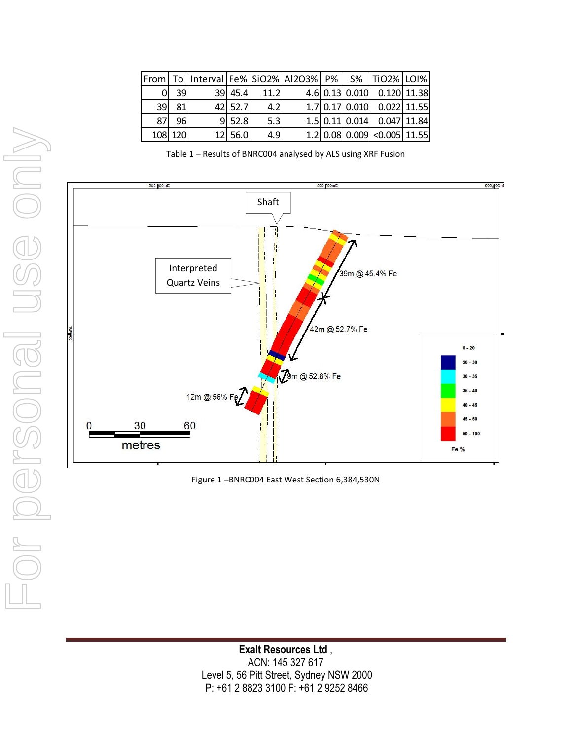| From | To | Interval | Fe% | SiO2% | Al2O3% | P% | S% | TiO2% | LOI% |
|---|---|---|---|---|---|---|---|---|---|
| 0 | 39 | 39 | 45.4 | 11.2 | 4.6 | 0.13 | 0.010 | 0.120 | 11.38 |
| 39 | 81 | 42 | 52.7 | 4.2 | 1.7 | 0.17 | 0.010 | 0.022 | 11.55 |
| 87 | 96 | 9 | 52.8 | 5.3 | 1.5 | 0.11 | 0.014 | 0.047 | 11.84 |
| 108 | 120 | 12 | 56.0 | 4.9 | 1.2 | 0.08 | 0.009 | <0.005 | 11.55 |

Table 1 – Results of BNRC004 analysed by ALS using XRF Fusion

Figure 1 –BNRC004 East West Section 6,384,530N

**Exalt Resources Ltd** ,
ACN: 145 327 617
Level 5, 56 Pitt Street, Sydney NSW 2000
P: +61 2 8823 3100 F: +61 2 9252 8466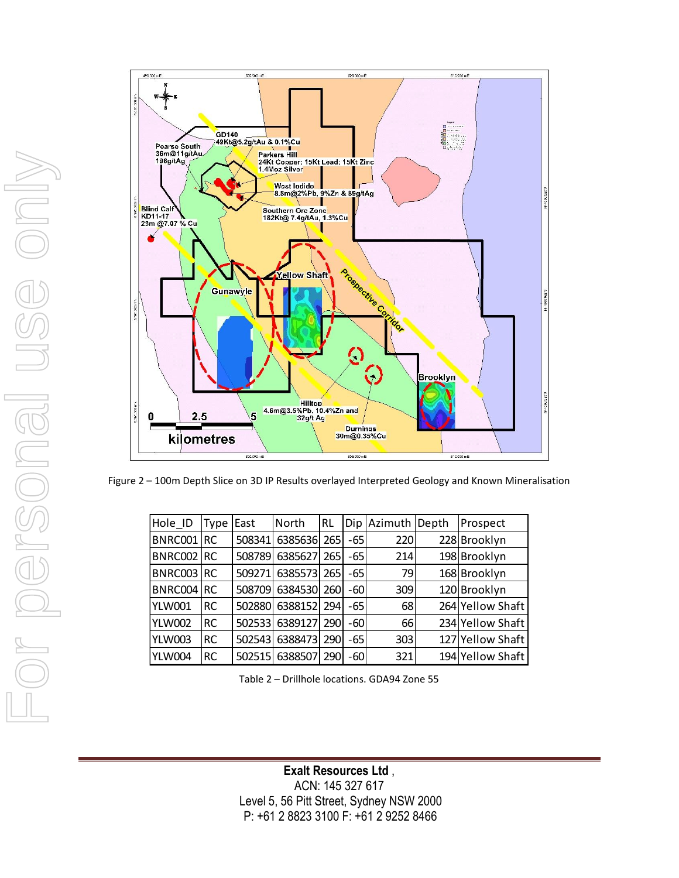Figure 2 – 100m Depth Slice on 3D IP Results overlayed Interpreted Geology and Known Mineralisation

| Hole_ID | Type | East | North | RL | Dip | Azimuth | Depth | Prospect |
|---|---|---|---|---|---|---|---|---|
| BNRC001 | RC | 508341 | 6385636 | 265 | -65 | 220 | 228 | Brooklyn |
| BNRC002 | RC | 508789 | 6385627 | 265 | -65 | 214 | 198 | Brooklyn |
| BNRC003 | RC | 509271 | 6385573 | 265 | -65 | 79 | 168 | Brooklyn |
| BNRC004 | RC | 508709 | 6384530 | 260 | -60 | 309 | 120 | Brooklyn |
| YLW001 | RC | 502880 | 6388152 | 294 | -65 | 68 | 264 | Yellow Shaft |
| YLW002 | RC | 502533 | 6389127 | 290 | -60 | 66 | 234 | Yellow Shaft |
| YLW003 | RC | 502543 | 6388473 | 290 | -65 | 303 | 127 | Yellow Shaft |
| YLW004 | RC | 502515 | 6388507 | 290 | -60 | 321 | 194 | Yellow Shaft |

Table 2 – Drillhole locations. GDA94 Zone 55

**Exalt Resources Ltd**,
ACN: 145 327 617
Level 5, 56 Pitt Street, Sydney NSW 2000
P: +61 2 8823 3100 F: +61 2 9252 8466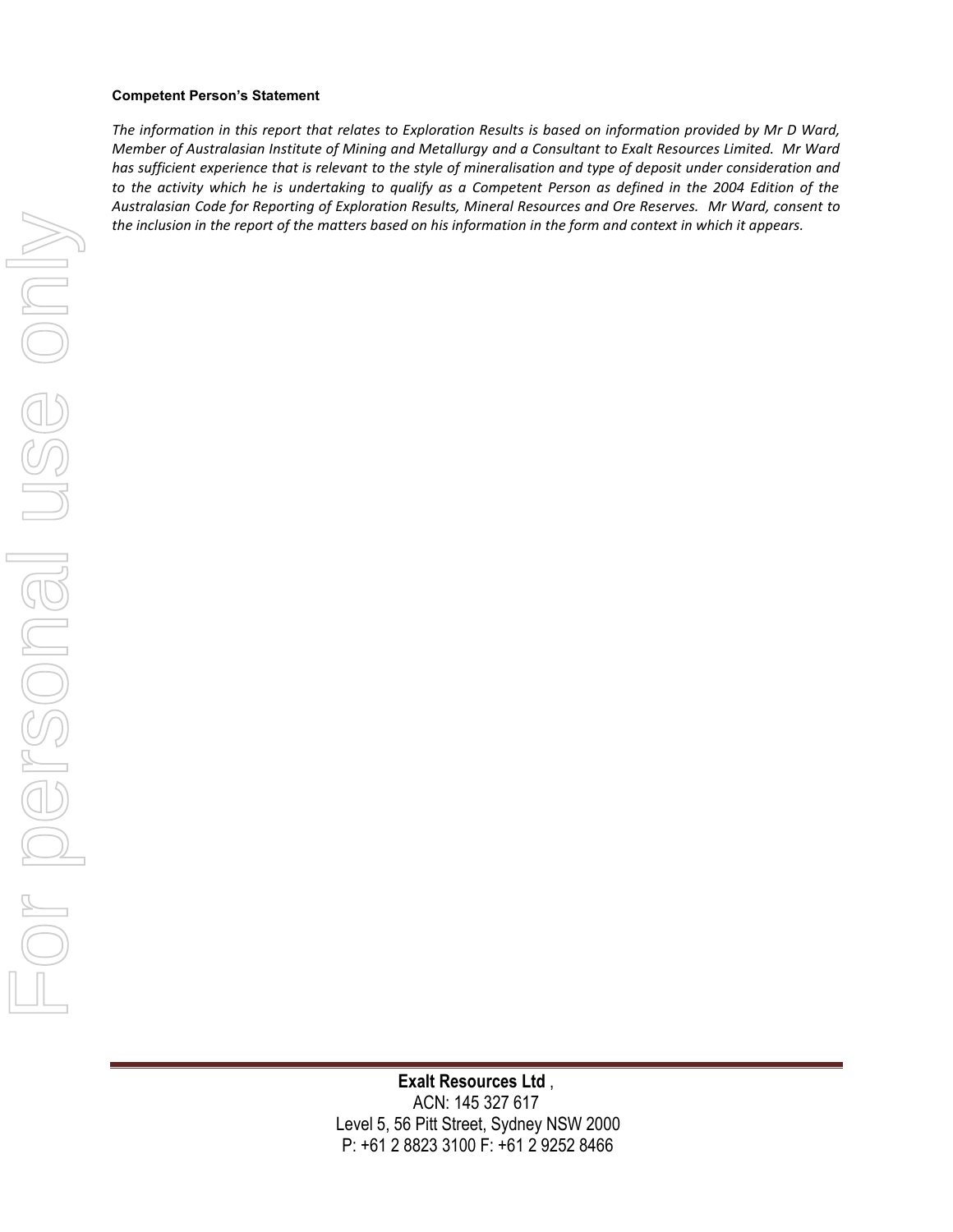**Competent Person's Statement**

*The information in this report that relates to Exploration Results is based on information provided by Mr D Ward, Member of Australasian Institute of Mining and Metallurgy and a Consultant to Exalt Resources Limited. Mr Ward has sufficient experience that is relevant to the style of mineralisation and type of deposit under consideration and to the activity which he is undertaking to qualify as a Competent Person as defined in the 2004 Edition of the Australasian Code for Reporting of Exploration Results, Mineral Resources and Ore Reserves. Mr Ward, consent to the inclusion in the report of the matters based on his information in the form and context in which it appears.*

**Exalt Resources Ltd** ,
ACN: 145 327 617
Level 5, 56 Pitt Street, Sydney NSW 2000
P: +61 2 8823 3100 F: +61 2 9252 8466